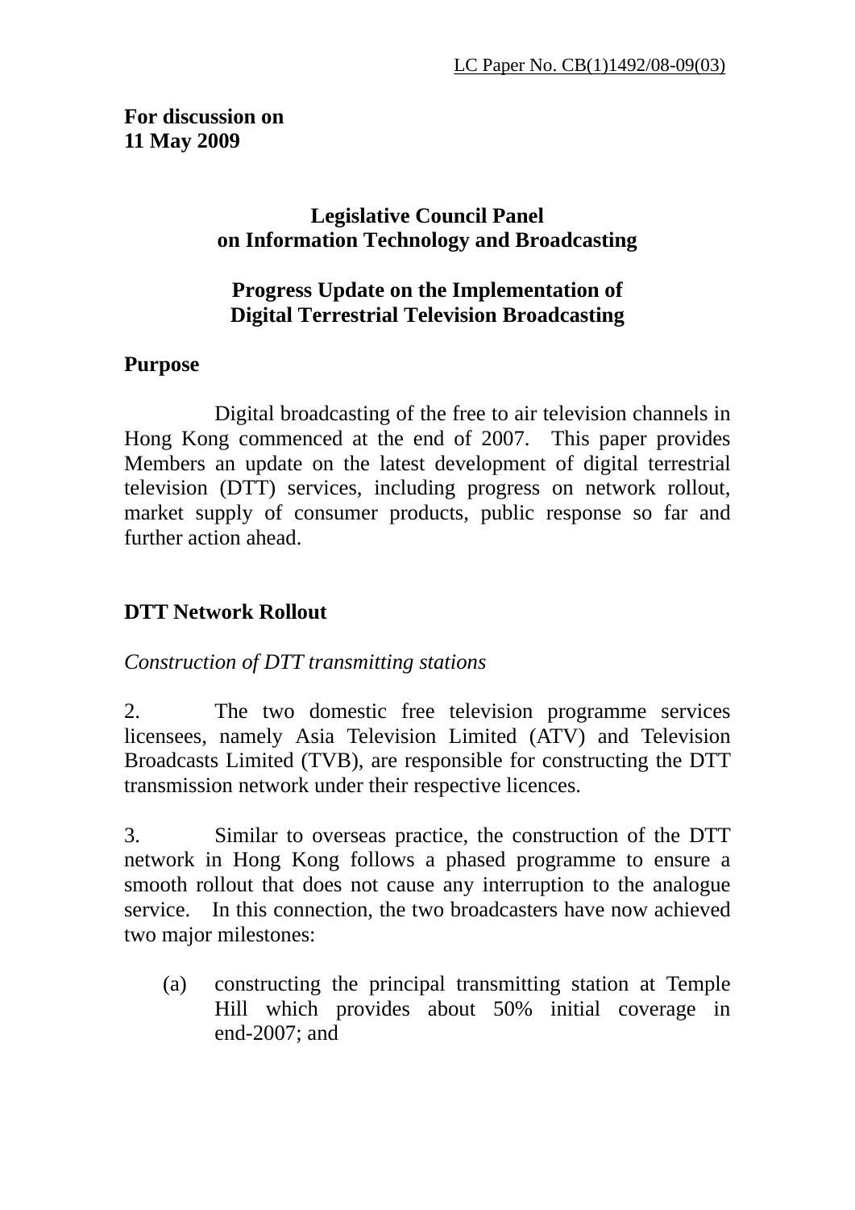LC Paper No. CB(1)1492/08-09(03)

**For discussion on**
**11 May 2009**

# Legislative Council Panel on Information Technology and Broadcasting

## Progress Update on the Implementation of Digital Terrestrial Television Broadcasting

### Purpose

Digital broadcasting of the free to air television channels in Hong Kong commenced at the end of 2007. This paper provides Members an update on the latest development of digital terrestrial television (DTT) services, including progress on network rollout, market supply of consumer products, public response so far and further action ahead.

### DTT Network Rollout

*Construction of DTT transmitting stations*

2. The two domestic free television programme services licensees, namely Asia Television Limited (ATV) and Television Broadcasts Limited (TVB), are responsible for constructing the DTT transmission network under their respective licences.

3. Similar to overseas practice, the construction of the DTT network in Hong Kong follows a phased programme to ensure a smooth rollout that does not cause any interruption to the analogue service. In this connection, the two broadcasters have now achieved two major milestones:

(a) constructing the principal transmitting station at Temple Hill which provides about 50% initial coverage in end-2007; and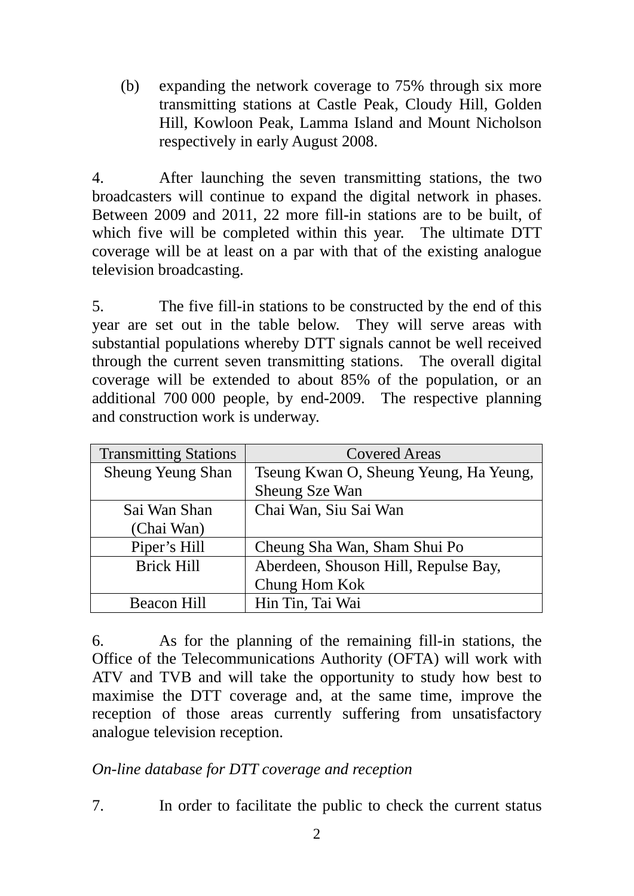(b) expanding the network coverage to 75% through six more transmitting stations at Castle Peak, Cloudy Hill, Golden Hill, Kowloon Peak, Lamma Island and Mount Nicholson respectively in early August 2008.

4. After launching the seven transmitting stations, the two broadcasters will continue to expand the digital network in phases. Between 2009 and 2011, 22 more fill-in stations are to be built, of which five will be completed within this year. The ultimate DTT coverage will be at least on a par with that of the existing analogue television broadcasting.

5. The five fill-in stations to be constructed by the end of this year are set out in the table below. They will serve areas with substantial populations whereby DTT signals cannot be well received through the current seven transmitting stations. The overall digital coverage will be extended to about 85% of the population, or an additional 700 000 people, by end-2009. The respective planning and construction work is underway.

| Transmitting Stations | Covered Areas |
| --- | --- |
| Sheung Yeung Shan | Tseung Kwan O, Sheung Yeung, Ha Yeung, Sheung Sze Wan |
| Sai Wan Shan (Chai Wan) | Chai Wan, Siu Sai Wan |
| Piper's Hill | Cheung Sha Wan, Sham Shui Po |
| Brick Hill | Aberdeen, Shouson Hill, Repulse Bay, Chung Hom Kok |
| Beacon Hill | Hin Tin, Tai Wai |

6. As for the planning of the remaining fill-in stations, the Office of the Telecommunications Authority (OFTA) will work with ATV and TVB and will take the opportunity to study how best to maximise the DTT coverage and, at the same time, improve the reception of those areas currently suffering from unsatisfactory analogue television reception.

*On-line database for DTT coverage and reception*

7. In order to facilitate the public to check the current status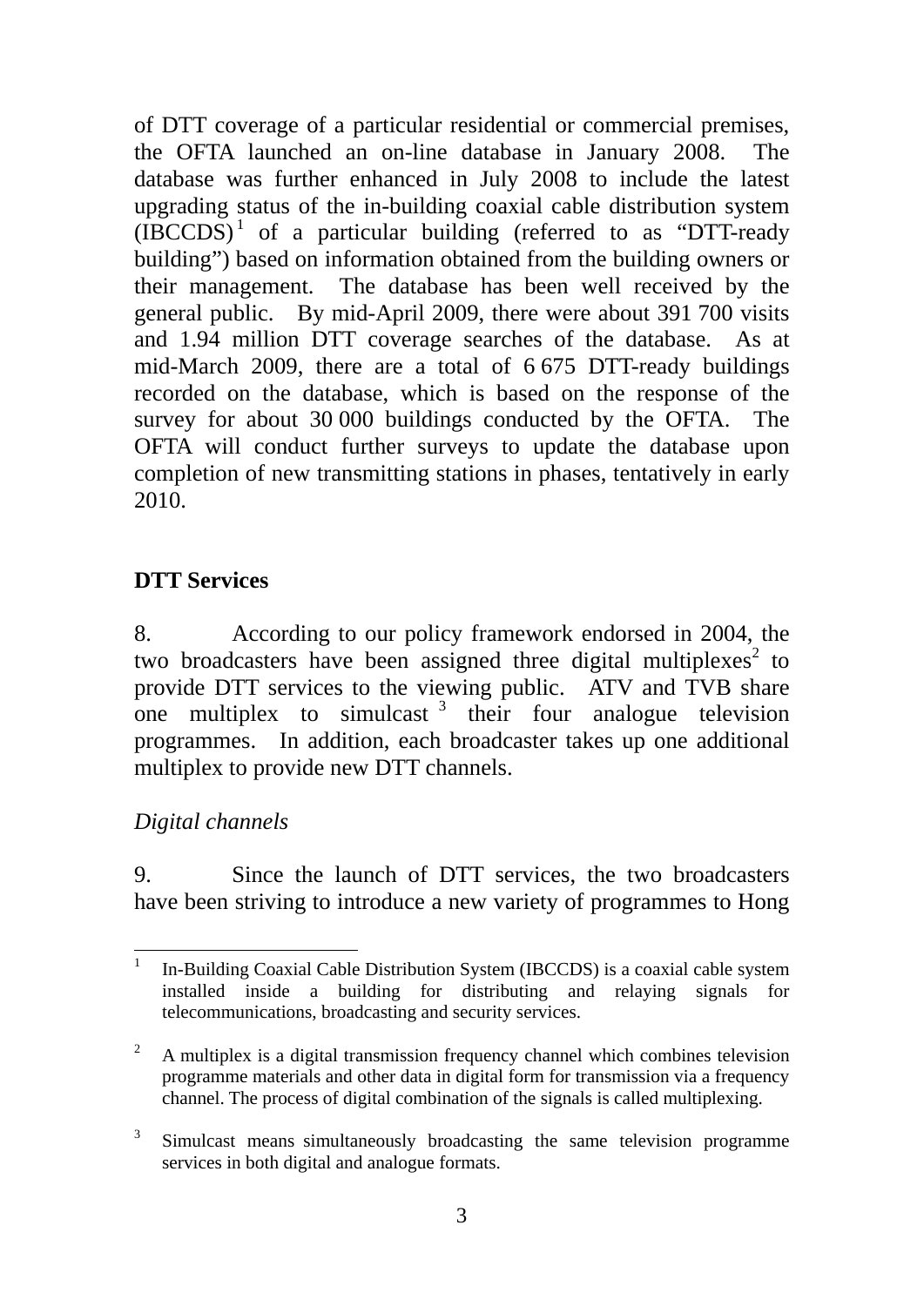of DTT coverage of a particular residential or commercial premises, the OFTA launched an on-line database in January 2008. The database was further enhanced in July 2008 to include the latest upgrading status of the in-building coaxial cable distribution system (IBCCDS)[1] of a particular building (referred to as "DTT-ready building") based on information obtained from the building owners or their management. The database has been well received by the general public. By mid-April 2009, there were about 391 700 visits and 1.94 million DTT coverage searches of the database. As at mid-March 2009, there are a total of 6 675 DTT-ready buildings recorded on the database, which is based on the response of the survey for about 30 000 buildings conducted by the OFTA. The OFTA will conduct further surveys to update the database upon completion of new transmitting stations in phases, tentatively in early 2010.

**DTT Services**

8. According to our policy framework endorsed in 2004, the two broadcasters have been assigned three digital multiplexes[2] to provide DTT services to the viewing public. ATV and TVB share one multiplex to simulcast[3] their four analogue television programmes. In addition, each broadcaster takes up one additional multiplex to provide new DTT channels.

*Digital channels*

9. Since the launch of DTT services, the two broadcasters have been striving to introduce a new variety of programmes to Hong

---

[1] In-Building Coaxial Cable Distribution System (IBCCDS) is a coaxial cable system installed inside a building for distributing and relaying signals for telecommunications, broadcasting and security services.

[2] A multiplex is a digital transmission frequency channel which combines television programme materials and other data in digital form for transmission via a frequency channel. The process of digital combination of the signals is called multiplexing.

[3] Simulcast means simultaneously broadcasting the same television programme services in both digital and analogue formats.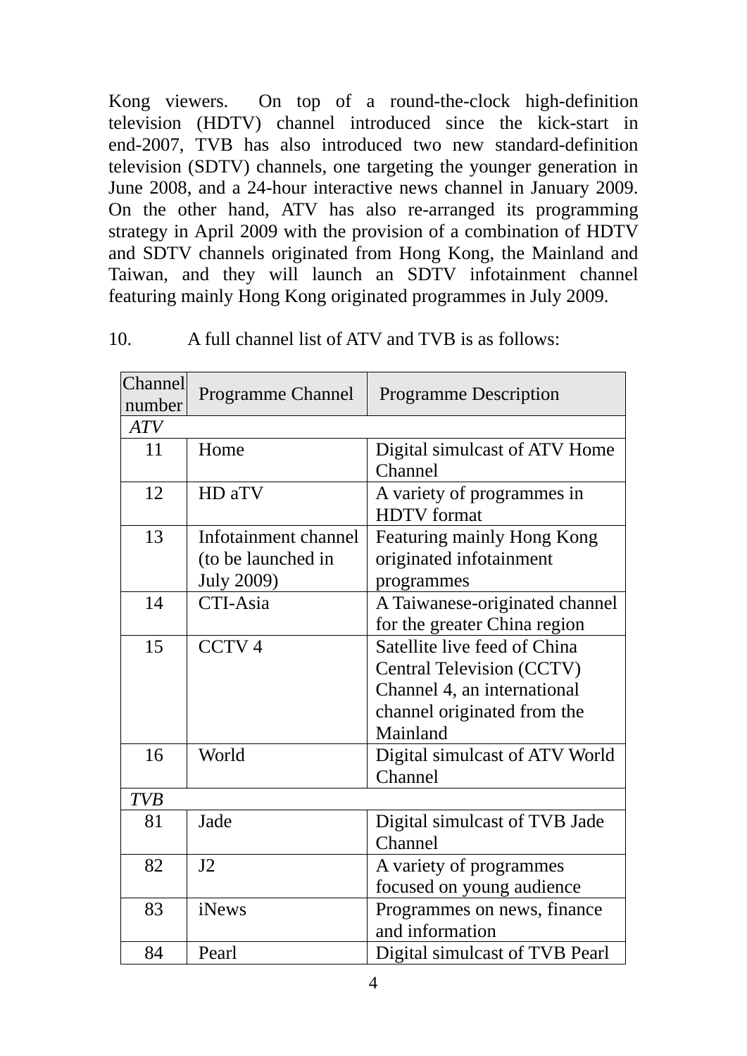Kong viewers. On top of a round-the-clock high-definition television (HDTV) channel introduced since the kick-start in end-2007, TVB has also introduced two new standard-definition television (SDTV) channels, one targeting the younger generation in June 2008, and a 24-hour interactive news channel in January 2009. On the other hand, ATV has also re-arranged its programming strategy in April 2009 with the provision of a combination of HDTV and SDTV channels originated from Hong Kong, the Mainland and Taiwan, and they will launch an SDTV infotainment channel featuring mainly Hong Kong originated programmes in July 2009.

10. A full channel list of ATV and TVB is as follows:

| Channel number | Programme Channel | Programme Description |
|---|---|---|
| *ATV* | | |
| 11 | Home | Digital simulcast of ATV Home Channel |
| 12 | HD aTV | A variety of programmes in HDTV format |
| 13 | Infotainment channel (to be launched in July 2009) | Featuring mainly Hong Kong originated infotainment programmes |
| 14 | CTI-Asia | A Taiwanese-originated channel for the greater China region |
| 15 | CCTV 4 | Satellite live feed of China Central Television (CCTV) Channel 4, an international channel originated from the Mainland |
| 16 | World | Digital simulcast of ATV World Channel |
| *TVB* | | |
| 81 | Jade | Digital simulcast of TVB Jade Channel |
| 82 | J2 | A variety of programmes focused on young audience |
| 83 | iNews | Programmes on news, finance and information |
| 84 | Pearl | Digital simulcast of TVB Pearl |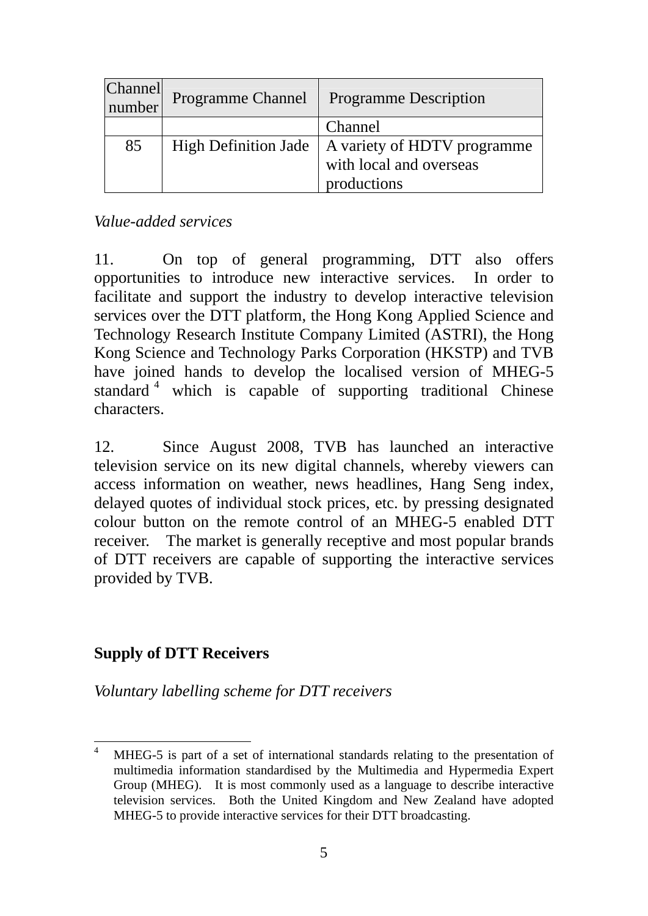| Channel number | Programme Channel | Programme Description |
|---|---|---|
| | | Channel |
| 85 | High Definition Jade | A variety of HDTV programme with local and overseas productions |

*Value-added services*

11. On top of general programming, DTT also offers opportunities to introduce new interactive services. In order to facilitate and support the industry to develop interactive television services over the DTT platform, the Hong Kong Applied Science and Technology Research Institute Company Limited (ASTRI), the Hong Kong Science and Technology Parks Corporation (HKSTP) and TVB have joined hands to develop the localised version of MHEG-5 standard [4] which is capable of supporting traditional Chinese characters.

12. Since August 2008, TVB has launched an interactive television service on its new digital channels, whereby viewers can access information on weather, news headlines, Hang Seng index, delayed quotes of individual stock prices, etc. by pressing designated colour button on the remote control of an MHEG-5 enabled DTT receiver. The market is generally receptive and most popular brands of DTT receivers are capable of supporting the interactive services provided by TVB.

**Supply of DTT Receivers**

*Voluntary labelling scheme for DTT receivers*

---

[4] MHEG-5 is part of a set of international standards relating to the presentation of multimedia information standardised by the Multimedia and Hypermedia Expert Group (MHEG). It is most commonly used as a language to describe interactive television services. Both the United Kingdom and New Zealand have adopted MHEG-5 to provide interactive services for their DTT broadcasting.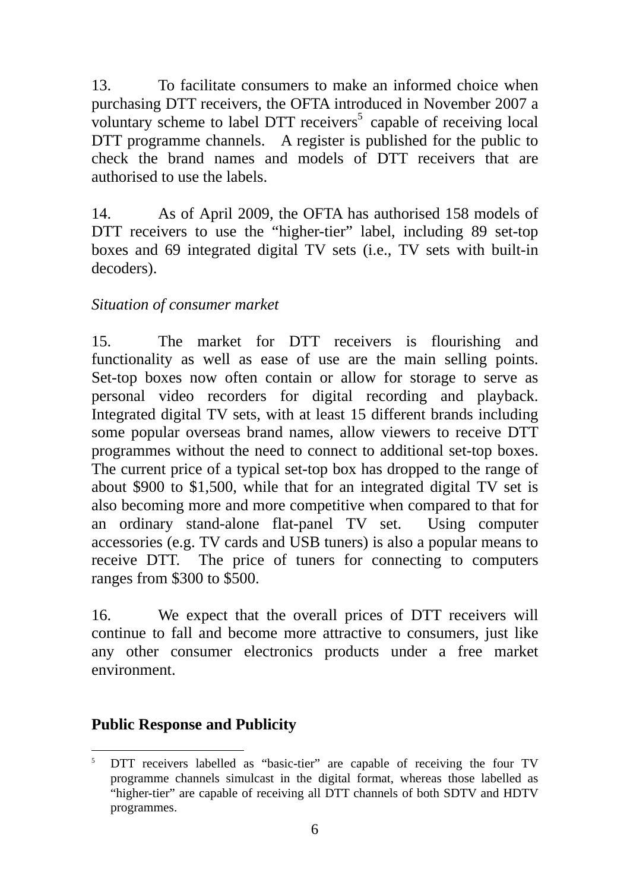13. To facilitate consumers to make an informed choice when purchasing DTT receivers, the OFTA introduced in November 2007 a voluntary scheme to label DTT receivers[5] capable of receiving local DTT programme channels. A register is published for the public to check the brand names and models of DTT receivers that are authorised to use the labels.

14. As of April 2009, the OFTA has authorised 158 models of DTT receivers to use the "higher-tier" label, including 89 set-top boxes and 69 integrated digital TV sets (i.e., TV sets with built-in decoders).

*Situation of consumer market*

15. The market for DTT receivers is flourishing and functionality as well as ease of use are the main selling points. Set-top boxes now often contain or allow for storage to serve as personal video recorders for digital recording and playback. Integrated digital TV sets, with at least 15 different brands including some popular overseas brand names, allow viewers to receive DTT programmes without the need to connect to additional set-top boxes. The current price of a typical set-top box has dropped to the range of about $900 to $1,500, while that for an integrated digital TV set is also becoming more and more competitive when compared to that for an ordinary stand-alone flat-panel TV set. Using computer accessories (e.g. TV cards and USB tuners) is also a popular means to receive DTT. The price of tuners for connecting to computers ranges from $300 to $500.

16. We expect that the overall prices of DTT receivers will continue to fall and become more attractive to consumers, just like any other consumer electronics products under a free market environment.

## Public Response and Publicity

---

[5] DTT receivers labelled as "basic-tier" are capable of receiving the four TV programme channels simulcast in the digital format, whereas those labelled as "higher-tier" are capable of receiving all DTT channels of both SDTV and HDTV programmes.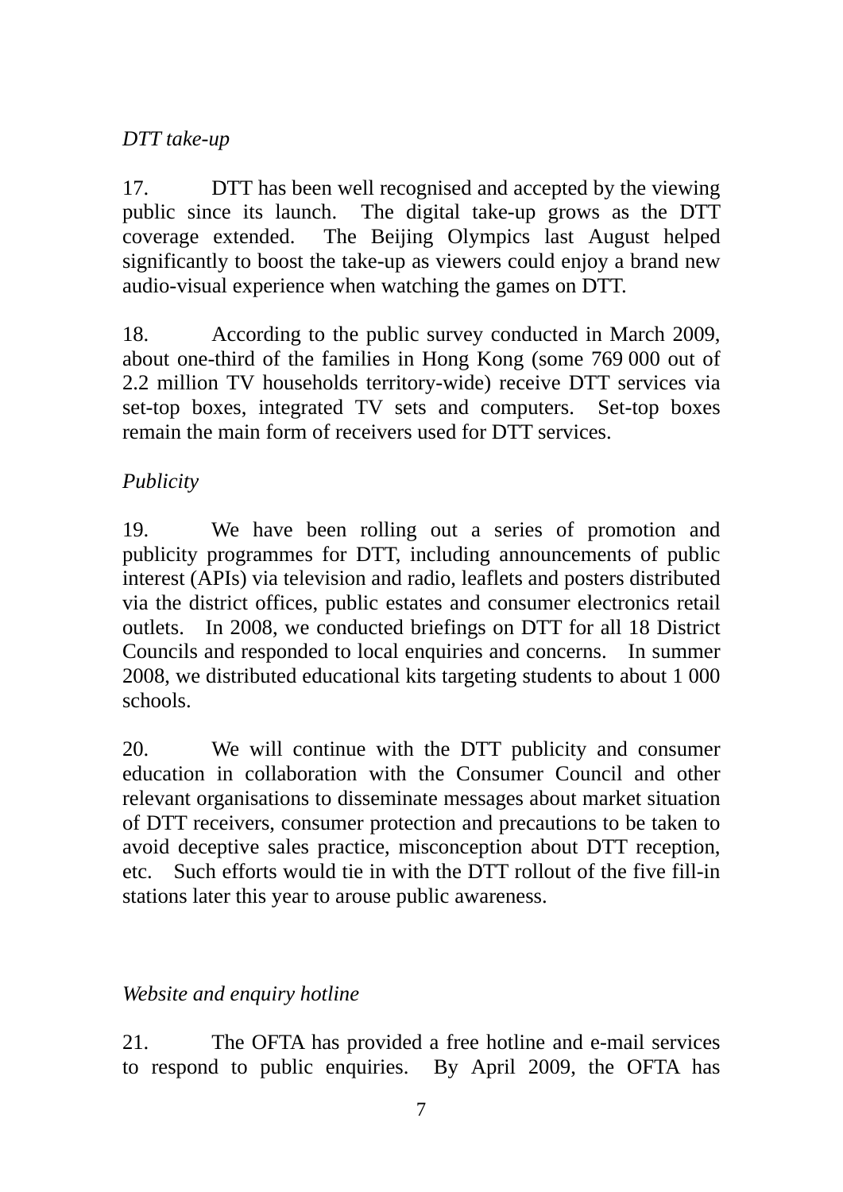*DTT take-up*

17. DTT has been well recognised and accepted by the viewing public since its launch. The digital take-up grows as the DTT coverage extended. The Beijing Olympics last August helped significantly to boost the take-up as viewers could enjoy a brand new audio-visual experience when watching the games on DTT.

18. According to the public survey conducted in March 2009, about one-third of the families in Hong Kong (some 769 000 out of 2.2 million TV households territory-wide) receive DTT services via set-top boxes, integrated TV sets and computers. Set-top boxes remain the main form of receivers used for DTT services.

*Publicity*

19. We have been rolling out a series of promotion and publicity programmes for DTT, including announcements of public interest (APIs) via television and radio, leaflets and posters distributed via the district offices, public estates and consumer electronics retail outlets. In 2008, we conducted briefings on DTT for all 18 District Councils and responded to local enquiries and concerns. In summer 2008, we distributed educational kits targeting students to about 1 000 schools.

20. We will continue with the DTT publicity and consumer education in collaboration with the Consumer Council and other relevant organisations to disseminate messages about market situation of DTT receivers, consumer protection and precautions to be taken to avoid deceptive sales practice, misconception about DTT reception, etc. Such efforts would tie in with the DTT rollout of the five fill-in stations later this year to arouse public awareness.

*Website and enquiry hotline*

21. The OFTA has provided a free hotline and e-mail services to respond to public enquiries. By April 2009, the OFTA has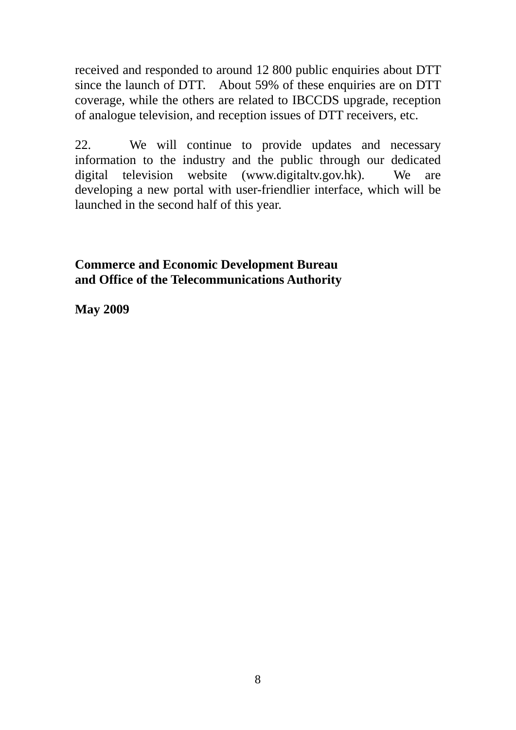received and responded to around 12 800 public enquiries about DTT since the launch of DTT. About 59% of these enquiries are on DTT coverage, while the others are related to IBCCDS upgrade, reception of analogue television, and reception issues of DTT receivers, etc.

22. We will continue to provide updates and necessary information to the industry and the public through our dedicated digital television website (www.digitaltv.gov.hk). We are developing a new portal with user-friendlier interface, which will be launched in the second half of this year.

**Commerce and Economic Development Bureau**
**and Office of the Telecommunications Authority**

**May 2009**